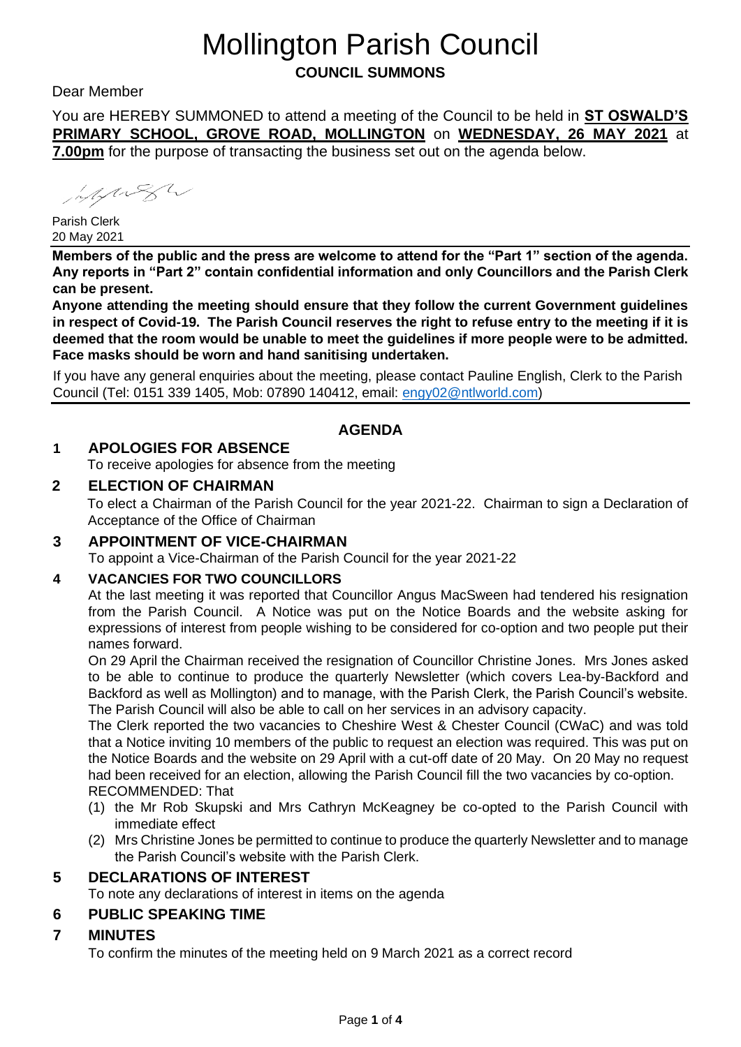# Mollington Parish Council

## COUNCIL SUMMONS

Dear Member

You are HEREBY SUMMONED to attend a meeting of the Council to be held in **ST OSWALD'S PRIMARY SCHOOL, GROVE ROAD, MOLLINGTON** on **WEDNESDAY, 26 MAY 2021** at **7.00pm** for the purpose of transacting the business set out on the agenda below.

Parish Clerk
20 May 2021

**Members of the public and the press are welcome to attend for the "Part 1" section of the agenda. Any reports in "Part 2" contain confidential information and only Councillors and the Parish Clerk can be present.**

**Anyone attending the meeting should ensure that they follow the current Government guidelines in respect of Covid-19. The Parish Council reserves the right to refuse entry to the meeting if it is deemed that the room would be unable to meet the guidelines if more people were to be admitted. Face masks should be worn and hand sanitising undertaken.**

If you have any general enquiries about the meeting, please contact Pauline English, Clerk to the Parish Council (Tel: 0151 339 1405, Mob: 07890 140412, email: engy02@ntlworld.com)

## AGENDA

### 1 APOLOGIES FOR ABSENCE

To receive apologies for absence from the meeting

### 2 ELECTION OF CHAIRMAN

To elect a Chairman of the Parish Council for the year 2021-22. Chairman to sign a Declaration of Acceptance of the Office of Chairman

### 3 APPOINTMENT OF VICE-CHAIRMAN

To appoint a Vice-Chairman of the Parish Council for the year 2021-22

### 4 VACANCIES FOR TWO COUNCILLORS

At the last meeting it was reported that Councillor Angus MacSween had tendered his resignation from the Parish Council. A Notice was put on the Notice Boards and the website asking for expressions of interest from people wishing to be considered for co-option and two people put their names forward.

On 29 April the Chairman received the resignation of Councillor Christine Jones. Mrs Jones asked to be able to continue to produce the quarterly Newsletter (which covers Lea-by-Backford and Backford as well as Mollington) and to manage, with the Parish Clerk, the Parish Council's website. The Parish Council will also be able to call on her services in an advisory capacity.

The Clerk reported the two vacancies to Cheshire West & Chester Council (CWaC) and was told that a Notice inviting 10 members of the public to request an election was required. This was put on the Notice Boards and the website on 29 April with a cut-off date of 20 May. On 20 May no request had been received for an election, allowing the Parish Council fill the two vacancies by co-option.

RECOMMENDED: That

(1) the Mr Rob Skupski and Mrs Cathryn McKeagney be co-opted to the Parish Council with immediate effect
(2) Mrs Christine Jones be permitted to continue to produce the quarterly Newsletter and to manage the Parish Council's website with the Parish Clerk.

### 5 DECLARATIONS OF INTEREST

To note any declarations of interest in items on the agenda

### 6 PUBLIC SPEAKING TIME

### 7 MINUTES

To confirm the minutes of the meeting held on 9 March 2021 as a correct record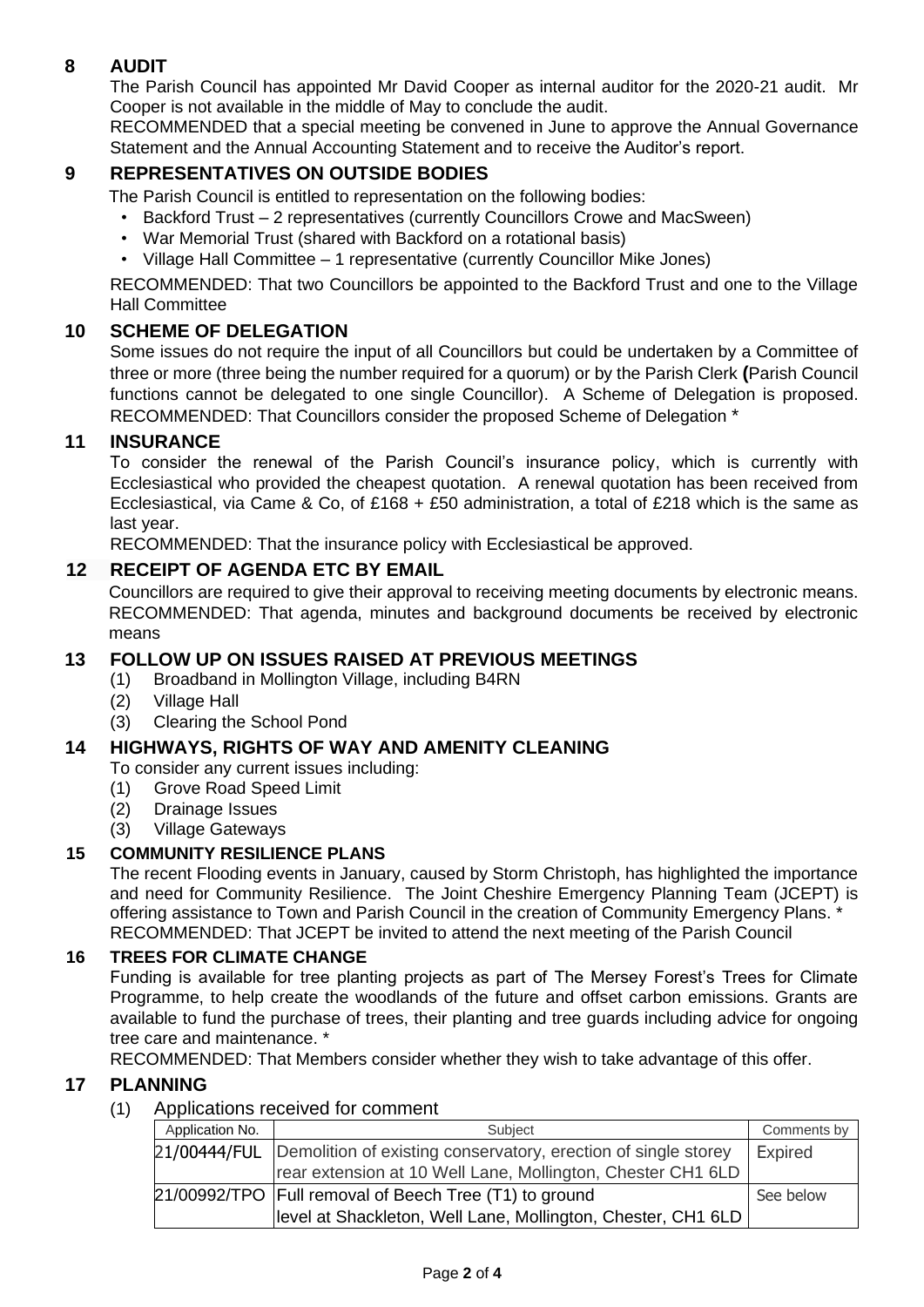## 8 AUDIT

The Parish Council has appointed Mr David Cooper as internal auditor for the 2020-21 audit. Mr Cooper is not available in the middle of May to conclude the audit.

RECOMMENDED that a special meeting be convened in June to approve the Annual Governance Statement and the Annual Accounting Statement and to receive the Auditor's report.

## 9 REPRESENTATIVES ON OUTSIDE BODIES

The Parish Council is entitled to representation on the following bodies:

- Backford Trust – 2 representatives (currently Councillors Crowe and MacSween)
- War Memorial Trust (shared with Backford on a rotational basis)
- Village Hall Committee – 1 representative (currently Councillor Mike Jones)

RECOMMENDED: That two Councillors be appointed to the Backford Trust and one to the Village Hall Committee

## 10 SCHEME OF DELEGATION

Some issues do not require the input of all Councillors but could be undertaken by a Committee of three or more (three being the number required for a quorum) or by the Parish Clerk **(**Parish Council functions cannot be delegated to one single Councillor). A Scheme of Delegation is proposed. RECOMMENDED: That Councillors consider the proposed Scheme of Delegation *

## 11 INSURANCE

To consider the renewal of the Parish Council's insurance policy, which is currently with Ecclesiastical who provided the cheapest quotation. A renewal quotation has been received from Ecclesiastical, via Came & Co, of £168 + £50 administration, a total of £218 which is the same as last year.

RECOMMENDED: That the insurance policy with Ecclesiastical be approved.

## 12 RECEIPT OF AGENDA ETC BY EMAIL

Councillors are required to give their approval to receiving meeting documents by electronic means. RECOMMENDED: That agenda, minutes and background documents be received by electronic means

## 13 FOLLOW UP ON ISSUES RAISED AT PREVIOUS MEETINGS

(1) Broadband in Mollington Village, including B4RN
(2) Village Hall
(3) Clearing the School Pond

## 14 HIGHWAYS, RIGHTS OF WAY AND AMENITY CLEANING

To consider any current issues including:

(1) Grove Road Speed Limit
(2) Drainage Issues
(3) Village Gateways

## 15 COMMUNITY RESILIENCE PLANS

The recent Flooding events in January, caused by Storm Christoph, has highlighted the importance and need for Community Resilience. The Joint Cheshire Emergency Planning Team (JCEPT) is offering assistance to Town and Parish Council in the creation of Community Emergency Plans. *
RECOMMENDED: That JCEPT be invited to attend the next meeting of the Parish Council

## 16 TREES FOR CLIMATE CHANGE

Funding is available for tree planting projects as part of The Mersey Forest's Trees for Climate Programme, to help create the woodlands of the future and offset carbon emissions. Grants are available to fund the purchase of trees, their planting and tree guards including advice for ongoing tree care and maintenance. *

RECOMMENDED: That Members consider whether they wish to take advantage of this offer.

## 17 PLANNING

(1) Applications received for comment

| Application No. | Subject | Comments by |
|---|---|---|
| 21/00444/FUL | Demolition of existing conservatory, erection of single storey rear extension at 10 Well Lane, Mollington, Chester CH1 6LD | Expired |
| 21/00992/TPO | Full removal of Beech Tree (T1) to ground level at Shackleton, Well Lane, Mollington, Chester, CH1 6LD | See below |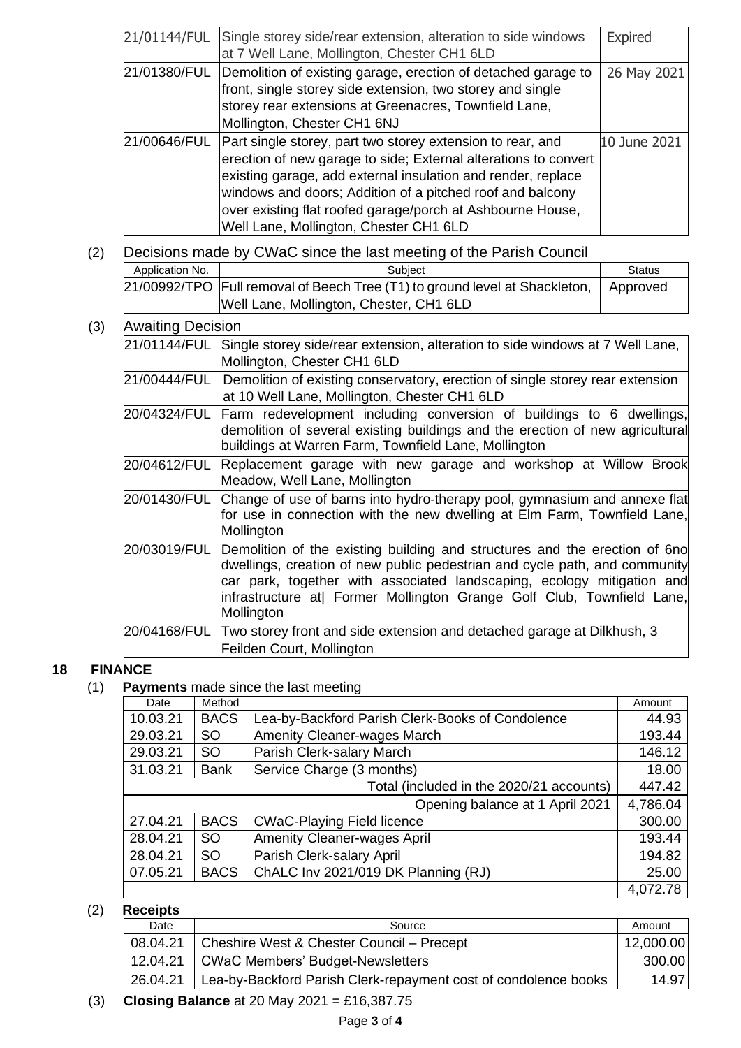| 21/01144/FUL | Single storey side/rear extension, alteration to side windows at 7 Well Lane, Mollington, Chester CH1 6LD | Expired |
|---|---|---|
| 21/01380/FUL | Demolition of existing garage, erection of detached garage to front, single storey side extension, two storey and single storey rear extensions at Greenacres, Townfield Lane, Mollington, Chester CH1 6NJ | 26 May 2021 |
| 21/00646/FUL | Part single storey, part two storey extension to rear, and erection of new garage to side; External alterations to convert existing garage, add external insulation and render, replace windows and doors; Addition of a pitched roof and balcony over existing flat roofed garage/porch at Ashbourne House, Well Lane, Mollington, Chester CH1 6LD | 10 June 2021 |

(2) Decisions made by CWaC since the last meeting of the Parish Council

| Application No. | Subject | Status |
|---|---|---|
| 21/00992/TPO | Full removal of Beech Tree (T1) to ground level at Shackleton, Well Lane, Mollington, Chester, CH1 6LD | Approved |

(3) Awaiting Decision

| | |
|---|---|
| 21/01144/FUL | Single storey side/rear extension, alteration to side windows at 7 Well Lane, Mollington, Chester CH1 6LD |
| 21/00444/FUL | Demolition of existing conservatory, erection of single storey rear extension at 10 Well Lane, Mollington, Chester CH1 6LD |
| 20/04324/FUL | Farm redevelopment including conversion of buildings to 6 dwellings, demolition of several existing buildings and the erection of new agricultural buildings at Warren Farm, Townfield Lane, Mollington |
| 20/04612/FUL | Replacement garage with new garage and workshop at Willow Brook Meadow, Well Lane, Mollington |
| 20/01430/FUL | Change of use of barns into hydro-therapy pool, gymnasium and annexe flat for use in connection with the new dwelling at Elm Farm, Townfield Lane, Mollington |
| 20/03019/FUL | Demolition of the existing building and structures and the erection of 6no dwellings, creation of new public pedestrian and cycle path, and community car park, together with associated landscaping, ecology mitigation and infrastructure at\| Former Mollington Grange Golf Club, Townfield Lane, Mollington |
| 20/04168/FUL | Two storey front and side extension and detached garage at Dilkhush, 3 Feilden Court, Mollington |

## 18 FINANCE

(1) **Payments** made since the last meeting

| Date | Method | | Amount |
|---|---|---|---|
| 10.03.21 | BACS | Lea-by-Backford Parish Clerk-Books of Condolence | 44.93 |
| 29.03.21 | SO | Amenity Cleaner-wages March | 193.44 |
| 29.03.21 | SO | Parish Clerk-salary March | 146.12 |
| 31.03.21 | Bank | Service Charge (3 months) | 18.00 |
| | | Total (included in the 2020/21 accounts) | 447.42 |
| | | Opening balance at 1 April 2021 | 4,786.04 |
| 27.04.21 | BACS | CWaC-Playing Field licence | 300.00 |
| 28.04.21 | SO | Amenity Cleaner-wages April | 193.44 |
| 28.04.21 | SO | Parish Clerk-salary April | 194.82 |
| 07.05.21 | BACS | ChALC Inv 2021/019 DK Planning (RJ) | 25.00 |
| | | | 4,072.78 |

(2) **Receipts**

| Date | Source | Amount |
|---|---|---|
| 08.04.21 | Cheshire West & Chester Council – Precept | 12,000.00 |
| 12.04.21 | CWaC Members' Budget-Newsletters | 300.00 |
| 26.04.21 | Lea-by-Backford Parish Clerk-repayment cost of condolence books | 14.97 |

(3) **Closing Balance** at 20 May 2021 = £16,387.75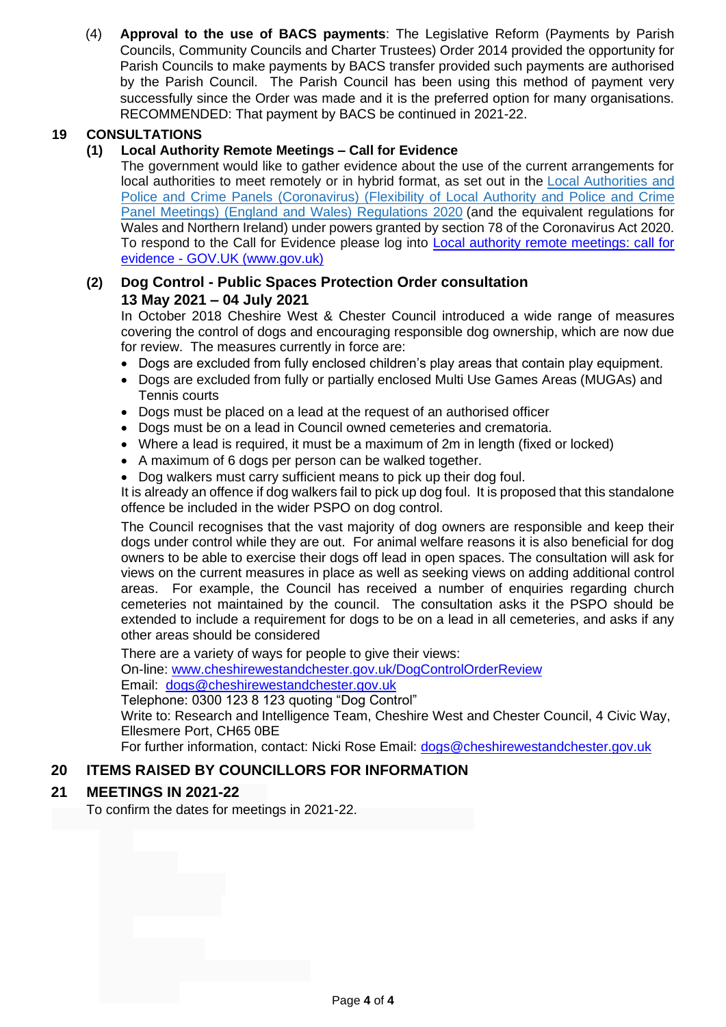(4) **Approval to the use of BACS payments**: The Legislative Reform (Payments by Parish Councils, Community Councils and Charter Trustees) Order 2014 provided the opportunity for Parish Councils to make payments by BACS transfer provided such payments are authorised by the Parish Council. The Parish Council has been using this method of payment very successfully since the Order was made and it is the preferred option for many organisations. RECOMMENDED: That payment by BACS be continued in 2021-22.

## 19 CONSULTATIONS

### (1) Local Authority Remote Meetings – Call for Evidence

The government would like to gather evidence about the use of the current arrangements for local authorities to meet remotely or in hybrid format, as set out in the Local Authorities and Police and Crime Panels (Coronavirus) (Flexibility of Local Authority and Police and Crime Panel Meetings) (England and Wales) Regulations 2020 (and the equivalent regulations for Wales and Northern Ireland) under powers granted by section 78 of the Coronavirus Act 2020. To respond to the Call for Evidence please log into Local authority remote meetings: call for evidence - GOV.UK (www.gov.uk)

### (2) Dog Control - Public Spaces Protection Order consultation 13 May 2021 – 04 July 2021

In October 2018 Cheshire West & Chester Council introduced a wide range of measures covering the control of dogs and encouraging responsible dog ownership, which are now due for review. The measures currently in force are:

- Dogs are excluded from fully enclosed children's play areas that contain play equipment.
- Dogs are excluded from fully or partially enclosed Multi Use Games Areas (MUGAs) and Tennis courts
- Dogs must be placed on a lead at the request of an authorised officer
- Dogs must be on a lead in Council owned cemeteries and crematoria.
- Where a lead is required, it must be a maximum of 2m in length (fixed or locked)
- A maximum of 6 dogs per person can be walked together.
- Dog walkers must carry sufficient means to pick up their dog foul.

It is already an offence if dog walkers fail to pick up dog foul. It is proposed that this standalone offence be included in the wider PSPO on dog control.

The Council recognises that the vast majority of dog owners are responsible and keep their dogs under control while they are out. For animal welfare reasons it is also beneficial for dog owners to be able to exercise their dogs off lead in open spaces. The consultation will ask for views on the current measures in place as well as seeking views on adding additional control areas. For example, the Council has received a number of enquiries regarding church cemeteries not maintained by the council. The consultation asks it the PSPO should be extended to include a requirement for dogs to be on a lead in all cemeteries, and asks if any other areas should be considered

There are a variety of ways for people to give their views:
On-line: www.cheshirewestandchester.gov.uk/DogControlOrderReview
Email: dogs@cheshirewestandchester.gov.uk
Telephone: 0300 123 8 123 quoting "Dog Control"
Write to: Research and Intelligence Team, Cheshire West and Chester Council, 4 Civic Way, Ellesmere Port, CH65 0BE
For further information, contact: Nicki Rose Email: dogs@cheshirewestandchester.gov.uk

## 20 ITEMS RAISED BY COUNCILLORS FOR INFORMATION

## 21 MEETINGS IN 2021-22

To confirm the dates for meetings in 2021-22.